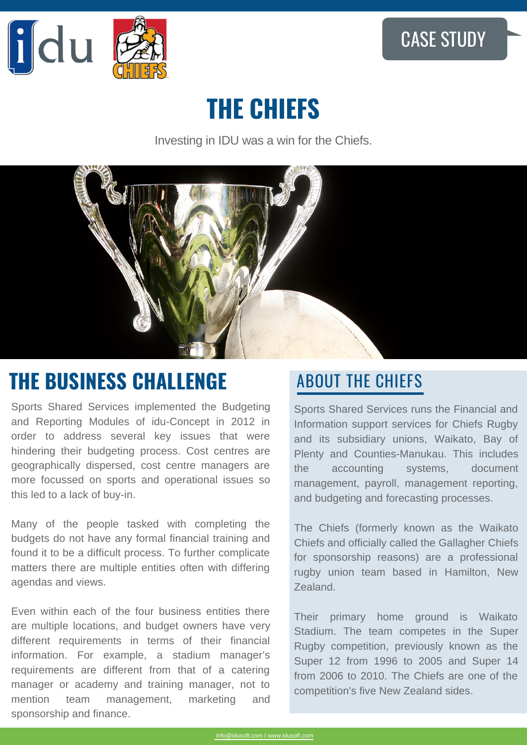CASE STUDY

# THE CHIEFS

Investing in IDU was a win for the Chiefs.

## THE BUSINESS CHALLENGE

Sports Shared Services implemented the Budgeting and Reporting Modules of idu-Concept in 2012 in order to address several key issues that were hindering their budgeting process. Cost centres are geographically dispersed, cost centre managers are more focussed on sports and operational issues so this led to a lack of buy-in.

Many of the people tasked with completing the budgets do not have any formal financial training and found it to be a difficult process. To further complicate matters there are multiple entities often with differing agendas and views.

Even within each of the four business entities there are multiple locations, and budget owners have very different requirements in terms of their financial information. For example, a stadium manager's requirements are different from that of a catering manager or academy and training manager, not to mention team management, marketing and sponsorship and finance.

## ABOUT THE CHIEFS

Sports Shared Services runs the Financial and Information support services for Chiefs Rugby and its subsidiary unions, Waikato, Bay of Plenty and Counties-Manukau. This includes the accounting systems, document management, payroll, management reporting, and budgeting and forecasting processes.

The Chiefs (formerly known as the Waikato Chiefs and officially called the Gallagher Chiefs for sponsorship reasons) are a professional rugby union team based in Hamilton, New Zealand.

Their primary home ground is Waikato Stadium. The team competes in the Super Rugby competition, previously known as the Super 12 from 1996 to 2005 and Super 14 from 2006 to 2010. The Chiefs are one of the competition's five New Zealand sides.

info@idusoft.com I www.idusoft.com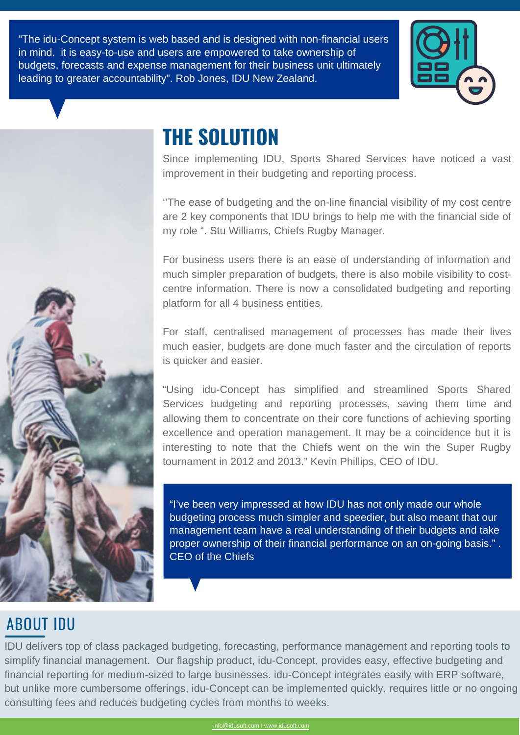"The idu-Concept system is web based and is designed with non-financial users in mind. it is easy-to-use and users are empowered to take ownership of budgets, forecasts and expense management for their business unit ultimately leading to greater accountability". Rob Jones, IDU New Zealand.

# THE SOLUTION

Since implementing IDU, Sports Shared Services have noticed a vast improvement in their budgeting and reporting process.

''The ease of budgeting and the on-line financial visibility of my cost centre are 2 key components that IDU brings to help me with the financial side of my role ". Stu Williams, Chiefs Rugby Manager.

For business users there is an ease of understanding of information and much simpler preparation of budgets, there is also mobile visibility to cost-centre information. There is now a consolidated budgeting and reporting platform for all 4 business entities.

For staff, centralised management of processes has made their lives much easier, budgets are done much faster and the circulation of reports is quicker and easier.

"Using idu-Concept has simplified and streamlined Sports Shared Services budgeting and reporting processes, saving them time and allowing them to concentrate on their core functions of achieving sporting excellence and operation management. It may be a coincidence but it is interesting to note that the Chiefs went on the win the Super Rugby tournament in 2012 and 2013." Kevin Phillips, CEO of IDU.

"I've been very impressed at how IDU has not only made our whole budgeting process much simpler and speedier, but also meant that our management team have a real understanding of their budgets and take proper ownership of their financial performance on an on-going basis." . CEO of the Chiefs

## ABOUT IDU

IDU delivers top of class packaged budgeting, forecasting, performance management and reporting tools to simplify financial management. Our flagship product, idu-Concept, provides easy, effective budgeting and financial reporting for medium-sized to large businesses. idu-Concept integrates easily with ERP software, but unlike more cumbersome offerings, idu-Concept can be implemented quickly, requires little or no ongoing consulting fees and reduces budgeting cycles from months to weeks.

info@idusoft.com I www.idusoft.com